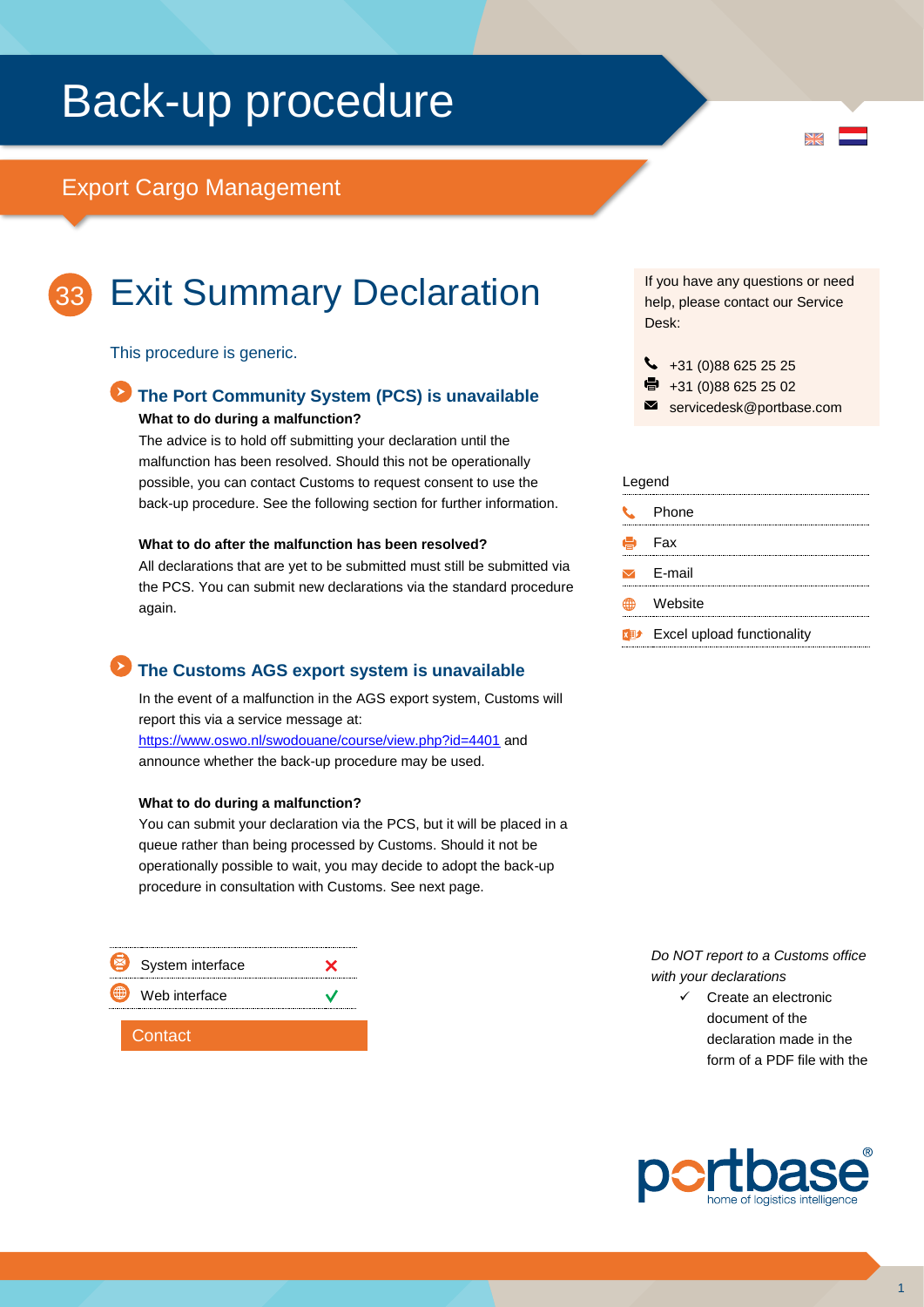# Back-up procedure

## Export Cargo Management

# 33 Exit Summary Declaration

This procedure is generic.

### The Port Community System (PCS) is unavailable

**What to do during a malfunction?**

The advice is to hold off submitting your declaration until the malfunction has been resolved. Should this not be operationally possible, you can contact Customs to request consent to use the back-up procedure. See the following section for further information.

**What to do after the malfunction has been resolved?**

All declarations that are yet to be submitted must still be submitted via the PCS. You can submit new declarations via the standard procedure again.

### The Customs AGS export system is unavailable

In the event of a malfunction in the AGS export system, Customs will report this via a service message at: https://www.oswo.nl/swodouane/course/view.php?id=4401 and announce whether the back-up procedure may be used.

**What to do during a malfunction?**

You can submit your declaration via the PCS, but it will be placed in a queue rather than being processed by Customs. Should it not be operationally possible to wait, you may decide to adopt the back-up procedure in consultation with Customs. See next page.

| | |
|---|---|
| System interface | ✗ |
| Web interface | ✓ |

Contact

If you have any questions or need help, please contact our Service Desk:

- Phone: +31 (0)88 625 25 25
- Fax: +31 (0)88 625 25 02
- E-mail: servicedesk@portbase.com

| Legend |
|---|
| Phone |
| Fax |
| E-mail |
| Website |
| Excel upload functionality |

*Do NOT report to a Customs office with your declarations*

- ✓ Create an electronic document of the declaration made in the form of a PDF file with the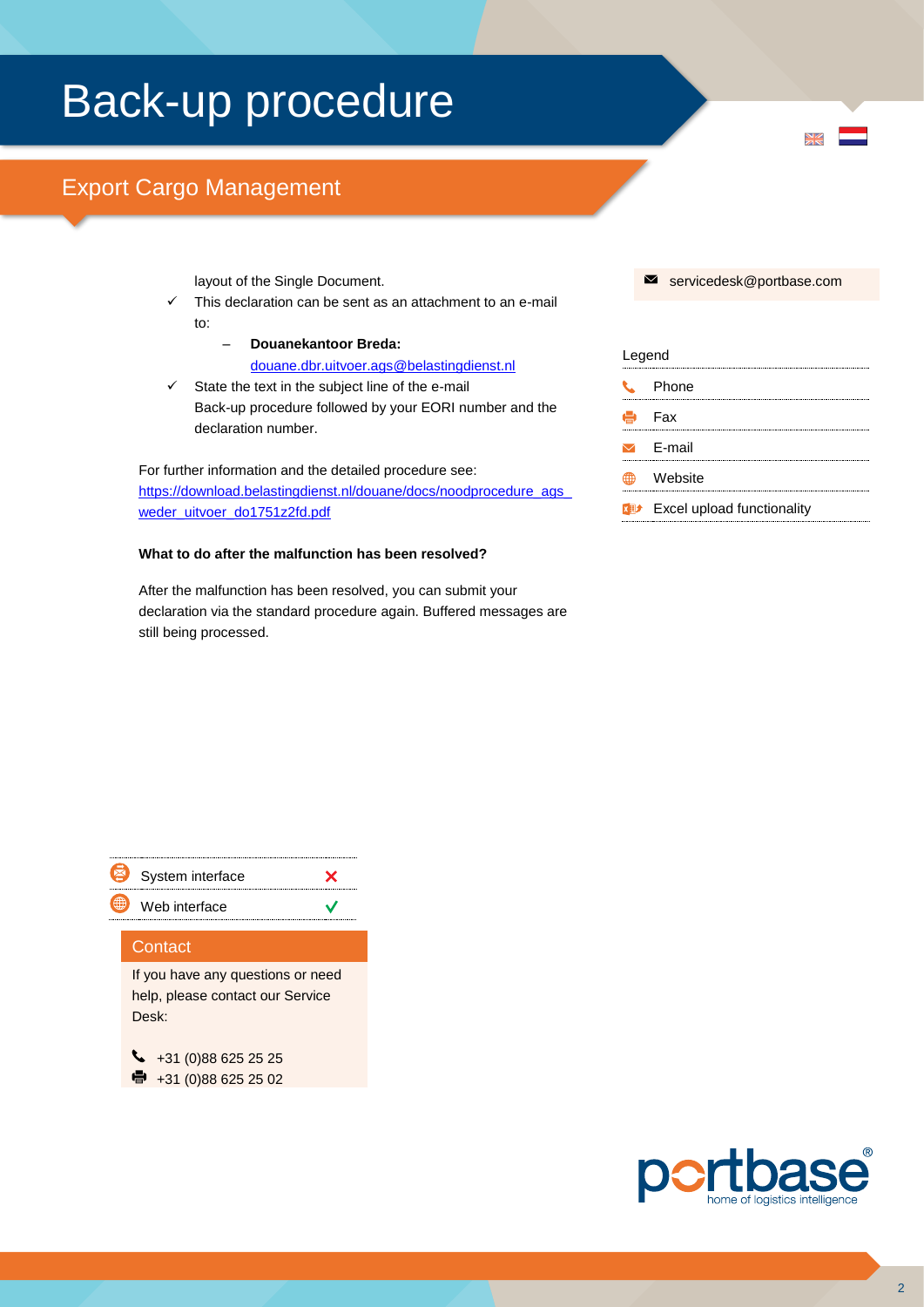# Back-up procedure

## Export Cargo Management

layout of the Single Document.

- ✓ This declaration can be sent as an attachment to an e-mail to:
  - **Douanekantoor Breda:** douane.dbr.uitvoer.ags@belastingdienst.nl
- ✓ State the text in the subject line of the e-mail Back-up procedure followed by your EORI number and the declaration number.

For further information and the detailed procedure see: https://download.belastingdienst.nl/douane/docs/noodprocedure_ags_weder_uitvoer_do1751z2fd.pdf

**What to do after the malfunction has been resolved?**

After the malfunction has been resolved, you can submit your declaration via the standard procedure again. Buffered messages are still being processed.

✉ servicedesk@portbase.com

| Legend |
| --- |
| Phone |
| Fax |
| E-mail |
| Website |
| Excel upload functionality |

| | |
| --- | --- |
| System interface | ✗ |
| Web interface | ✓ |

### Contact

If you have any questions or need help, please contact our Service Desk:

📞 +31 (0)88 625 25 25
Fax: +31 (0)88 625 25 02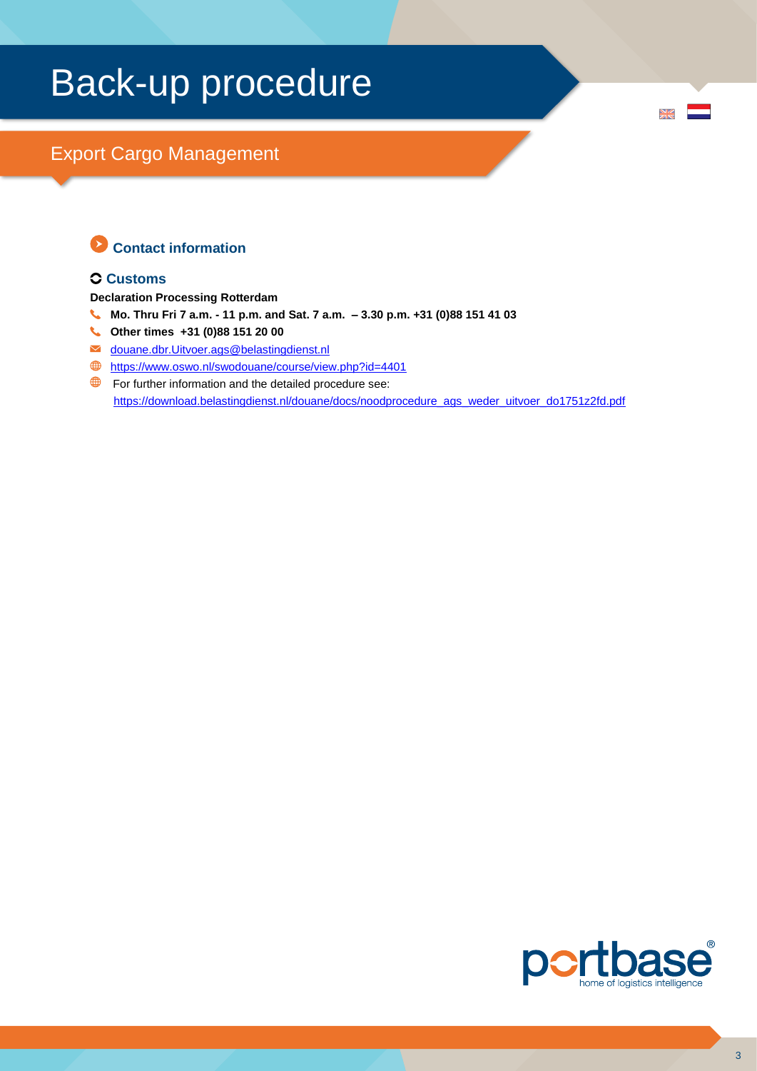# Back-up procedure

## Export Cargo Management

### Contact information

#### Customs

**Declaration Processing Rotterdam**

- **Mo. Thru Fri 7 a.m. - 11 p.m. and Sat. 7 a.m. – 3.30 p.m. +31 (0)88 151 41 03**
- **Other times +31 (0)88 151 20 00**
- douane.dbr.Uitvoer.ags@belastingdienst.nl
- https://www.oswo.nl/swodouane/course/view.php?id=4401
- For further information and the detailed procedure see: https://download.belastingdienst.nl/douane/docs/noodprocedure_ags_weder_uitvoer_do1751z2fd.pdf

portbase® home of logistics intelligence